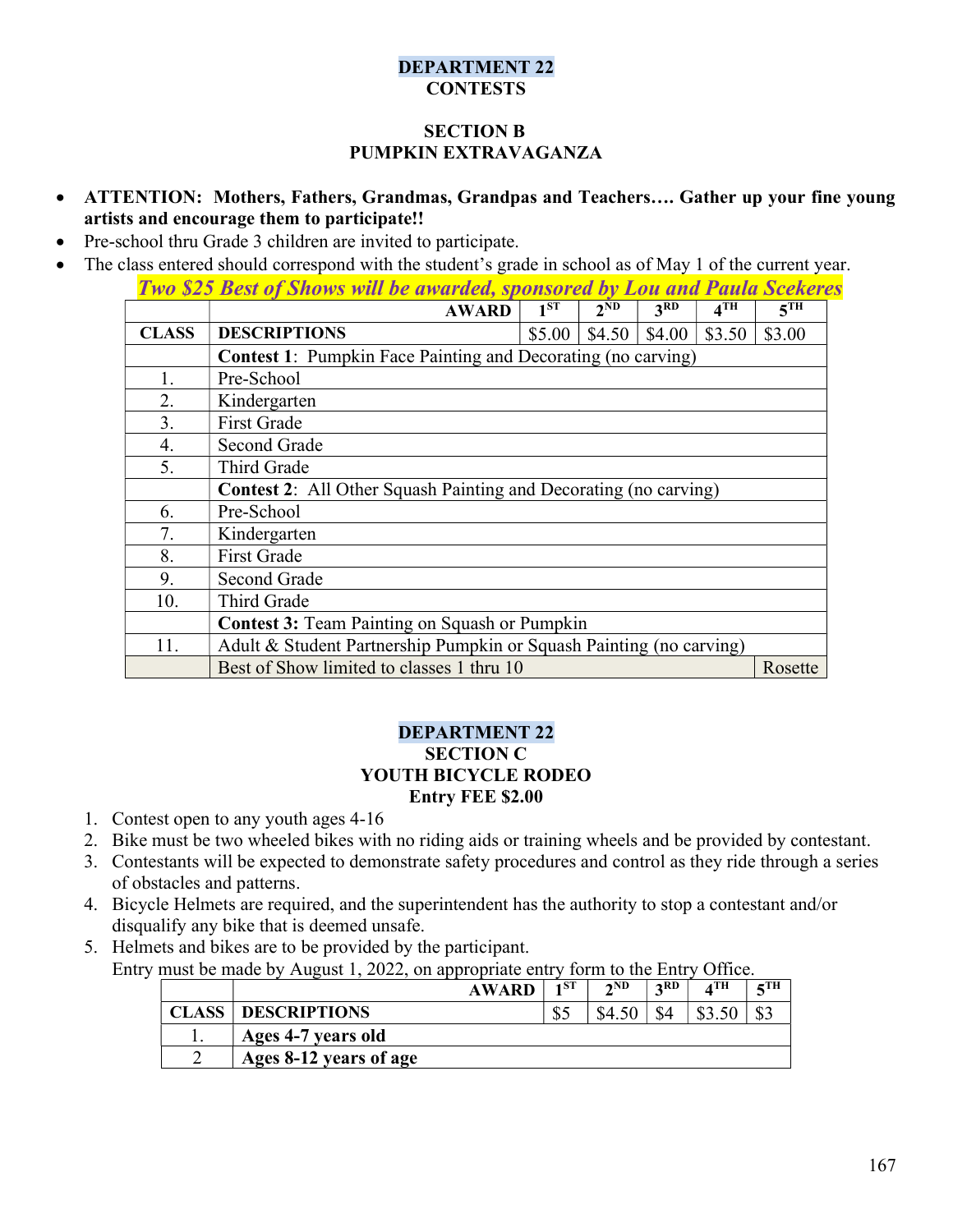# DEPARTMENT 22
## CONTESTS

### SECTION B
### PUMPKIN EXTRAVAGANZA

- **ATTENTION: Mothers, Fathers, Grandmas, Grandpas and Teachers…. Gather up your fine young artists and encourage them to participate!!**
- Pre-school thru Grade 3 children are invited to participate.
- The class entered should correspond with the student's grade in school as of May 1 of the current year.

***Two $25 Best of Shows will be awarded, sponsored by Lou and Paula Scekeres***

| | **AWARD** | **1ST** | **2ND** | **3RD** | **4TH** | **5TH** |
|---|---|---|---|---|---|---|
| **CLASS** | **DESCRIPTIONS** | $5.00 | $4.50 | $4.00 | $3.50 | $3.00 |
| | **Contest 1**: Pumpkin Face Painting and Decorating (no carving) | | | | | |
| 1. | Pre-School | | | | | |
| 2. | Kindergarten | | | | | |
| 3. | First Grade | | | | | |
| 4. | Second Grade | | | | | |
| 5. | Third Grade | | | | | |
| | **Contest 2**: All Other Squash Painting and Decorating (no carving) | | | | | |
| 6. | Pre-School | | | | | |
| 7. | Kindergarten | | | | | |
| 8. | First Grade | | | | | |
| 9. | Second Grade | | | | | |
| 10. | Third Grade | | | | | |
| | **Contest 3:** Team Painting on Squash or Pumpkin | | | | | |
| 11. | Adult & Student Partnership Pumpkin or Squash Painting (no carving) | | | | | |
| | Best of Show limited to classes 1 thru 10 | | | | | Rosette |

# DEPARTMENT 22
### SECTION C
### YOUTH BICYCLE RODEO
### Entry FEE $2.00

1. Contest open to any youth ages 4-16
2. Bike must be two wheeled bikes with no riding aids or training wheels and be provided by contestant.
3. Contestants will be expected to demonstrate safety procedures and control as they ride through a series of obstacles and patterns.
4. Bicycle Helmets are required, and the superintendent has the authority to stop a contestant and/or disqualify any bike that is deemed unsafe.
5. Helmets and bikes are to be provided by the participant.

Entry must be made by August 1, 2022, on appropriate entry form to the Entry Office.

| | **AWARD** | **1ST** | **2ND** | **3RD** | **4TH** | **5TH** |
|---|---|---|---|---|---|---|
| **CLASS** | **DESCRIPTIONS** | $5 | $4.50 | $4 | $3.50 | $3 |
| 1. | **Ages 4-7 years old** | | | | | |
| 2 | **Ages 8-12 years of age** | | | | | |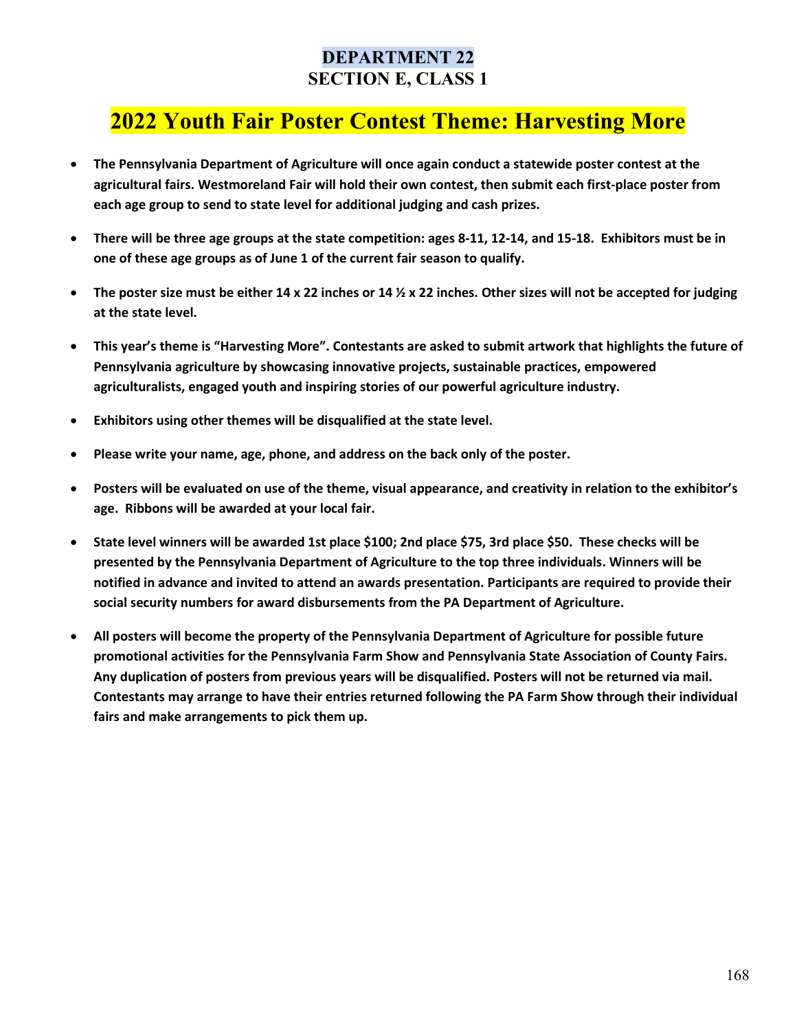# DEPARTMENT 22
## SECTION E, CLASS 1

# 2022 Youth Fair Poster Contest Theme: Harvesting More

- **The Pennsylvania Department of Agriculture will once again conduct a statewide poster contest at the agricultural fairs. Westmoreland Fair will hold their own contest, then submit each first-place poster from each age group to send to state level for additional judging and cash prizes.**
- **There will be three age groups at the state competition: ages 8-11, 12-14, and 15-18. Exhibitors must be in one of these age groups as of June 1 of the current fair season to qualify.**
- **The poster size must be either 14 x 22 inches or 14 ½ x 22 inches. Other sizes will not be accepted for judging at the state level.**
- **This year's theme is "Harvesting More". Contestants are asked to submit artwork that highlights the future of Pennsylvania agriculture by showcasing innovative projects, sustainable practices, empowered agriculturalists, engaged youth and inspiring stories of our powerful agriculture industry.**
- **Exhibitors using other themes will be disqualified at the state level.**
- **Please write your name, age, phone, and address on the back only of the poster.**
- **Posters will be evaluated on use of the theme, visual appearance, and creativity in relation to the exhibitor's age. Ribbons will be awarded at your local fair.**
- **State level winners will be awarded 1st place $100; 2nd place $75, 3rd place $50. These checks will be presented by the Pennsylvania Department of Agriculture to the top three individuals. Winners will be notified in advance and invited to attend an awards presentation. Participants are required to provide their social security numbers for award disbursements from the PA Department of Agriculture.**
- **All posters will become the property of the Pennsylvania Department of Agriculture for possible future promotional activities for the Pennsylvania Farm Show and Pennsylvania State Association of County Fairs. Any duplication of posters from previous years will be disqualified. Posters will not be returned via mail. Contestants may arrange to have their entries returned following the PA Farm Show through their individual fairs and make arrangements to pick them up.**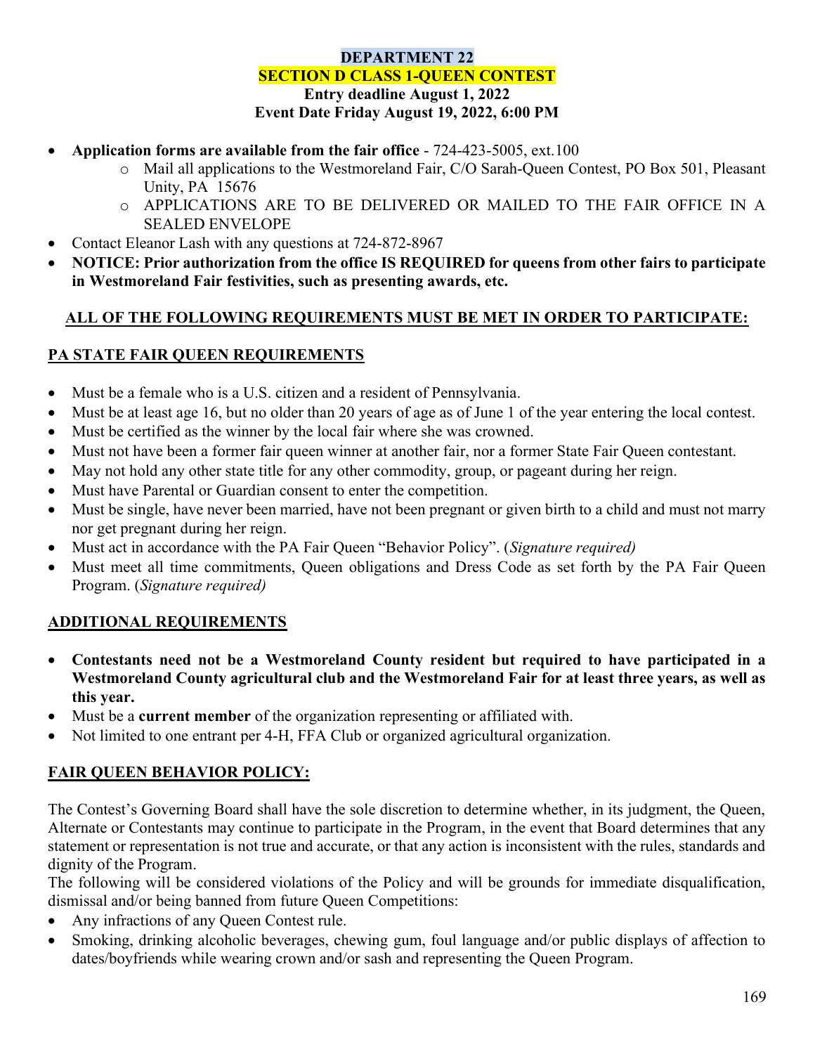# DEPARTMENT 22

## SECTION D CLASS 1-QUEEN CONTEST

**Entry deadline August 1, 2022**

**Event Date Friday August 19, 2022, 6:00 PM**

- **Application forms are available from the fair office** - 724-423-5005, ext.100
  - Mail all applications to the Westmoreland Fair, C/O Sarah-Queen Contest, PO Box 501, Pleasant Unity, PA 15676
  - APPLICATIONS ARE TO BE DELIVERED OR MAILED TO THE FAIR OFFICE IN A SEALED ENVELOPE
- Contact Eleanor Lash with any questions at 724-872-8967
- **NOTICE: Prior authorization from the office IS REQUIRED for queens from other fairs to participate in Westmoreland Fair festivities, such as presenting awards, etc.**

**ALL OF THE FOLLOWING REQUIREMENTS MUST BE MET IN ORDER TO PARTICIPATE:**

### PA STATE FAIR QUEEN REQUIREMENTS

- Must be a female who is a U.S. citizen and a resident of Pennsylvania.
- Must be at least age 16, but no older than 20 years of age as of June 1 of the year entering the local contest.
- Must be certified as the winner by the local fair where she was crowned.
- Must not have been a former fair queen winner at another fair, nor a former State Fair Queen contestant.
- May not hold any other state title for any other commodity, group, or pageant during her reign.
- Must have Parental or Guardian consent to enter the competition.
- Must be single, have never been married, have not been pregnant or given birth to a child and must not marry nor get pregnant during her reign.
- Must act in accordance with the PA Fair Queen "Behavior Policy". (*Signature required)*
- Must meet all time commitments, Queen obligations and Dress Code as set forth by the PA Fair Queen Program. (*Signature required)*

### ADDITIONAL REQUIREMENTS

- **Contestants need not be a Westmoreland County resident but required to have participated in a Westmoreland County agricultural club and the Westmoreland Fair for at least three years, as well as this year.**
- Must be a **current member** of the organization representing or affiliated with.
- Not limited to one entrant per 4-H, FFA Club or organized agricultural organization.

### FAIR QUEEN BEHAVIOR POLICY:

The Contest's Governing Board shall have the sole discretion to determine whether, in its judgment, the Queen, Alternate or Contestants may continue to participate in the Program, in the event that Board determines that any statement or representation is not true and accurate, or that any action is inconsistent with the rules, standards and dignity of the Program.

The following will be considered violations of the Policy and will be grounds for immediate disqualification, dismissal and/or being banned from future Queen Competitions:

- Any infractions of any Queen Contest rule.
- Smoking, drinking alcoholic beverages, chewing gum, foul language and/or public displays of affection to dates/boyfriends while wearing crown and/or sash and representing the Queen Program.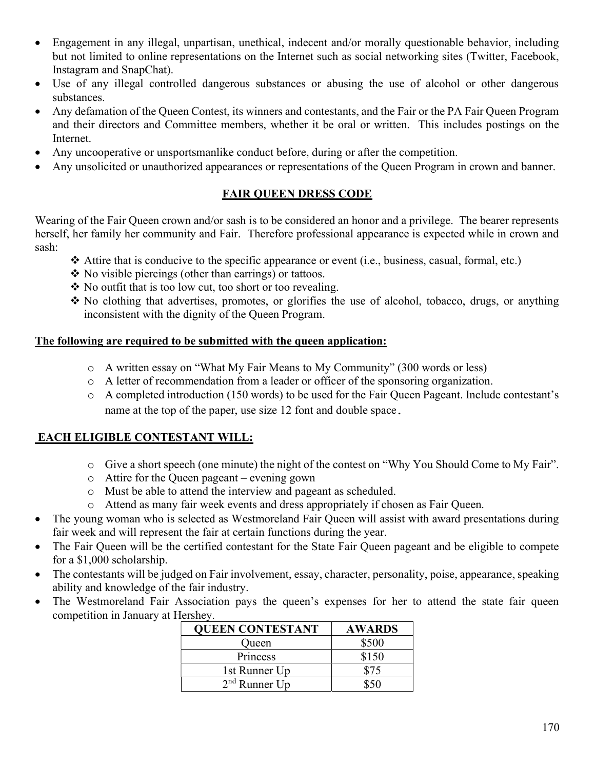- Engagement in any illegal, unpartisan, unethical, indecent and/or morally questionable behavior, including but not limited to online representations on the Internet such as social networking sites (Twitter, Facebook, Instagram and SnapChat).
- Use of any illegal controlled dangerous substances or abusing the use of alcohol or other dangerous substances.
- Any defamation of the Queen Contest, its winners and contestants, and the Fair or the PA Fair Queen Program and their directors and Committee members, whether it be oral or written. This includes postings on the Internet.
- Any uncooperative or unsportsmanlike conduct before, during or after the competition.
- Any unsolicited or unauthorized appearances or representations of the Queen Program in crown and banner.

## FAIR QUEEN DRESS CODE

Wearing of the Fair Queen crown and/or sash is to be considered an honor and a privilege. The bearer represents herself, her family her community and Fair. Therefore professional appearance is expected while in crown and sash:

- ❖ Attire that is conducive to the specific appearance or event (i.e., business, casual, formal, etc.)
- ❖ No visible piercings (other than earrings) or tattoos.
- ❖ No outfit that is too low cut, too short or too revealing.
- ❖ No clothing that advertises, promotes, or glorifies the use of alcohol, tobacco, drugs, or anything inconsistent with the dignity of the Queen Program.

**The following are required to be submitted with the queen application:**

- A written essay on "What My Fair Means to My Community" (300 words or less)
- A letter of recommendation from a leader or officer of the sponsoring organization.
- A completed introduction (150 words) to be used for the Fair Queen Pageant. Include contestant's name at the top of the paper, use size 12 font and double space.

**EACH ELIGIBLE CONTESTANT WILL:**

- Give a short speech (one minute) the night of the contest on "Why You Should Come to My Fair".
- Attire for the Queen pageant – evening gown
- Must be able to attend the interview and pageant as scheduled.
- Attend as many fair week events and dress appropriately if chosen as Fair Queen.

- The young woman who is selected as Westmoreland Fair Queen will assist with award presentations during fair week and will represent the fair at certain functions during the year.
- The Fair Queen will be the certified contestant for the State Fair Queen pageant and be eligible to compete for a $1,000 scholarship.
- The contestants will be judged on Fair involvement, essay, character, personality, poise, appearance, speaking ability and knowledge of the fair industry.
- The Westmoreland Fair Association pays the queen's expenses for her to attend the state fair queen competition in January at Hershey.

| QUEEN CONTESTANT | AWARDS |
|---|---|
| Queen | $500 |
| Princess | $150 |
| 1st Runner Up | $75 |
| 2nd Runner Up | $50 |